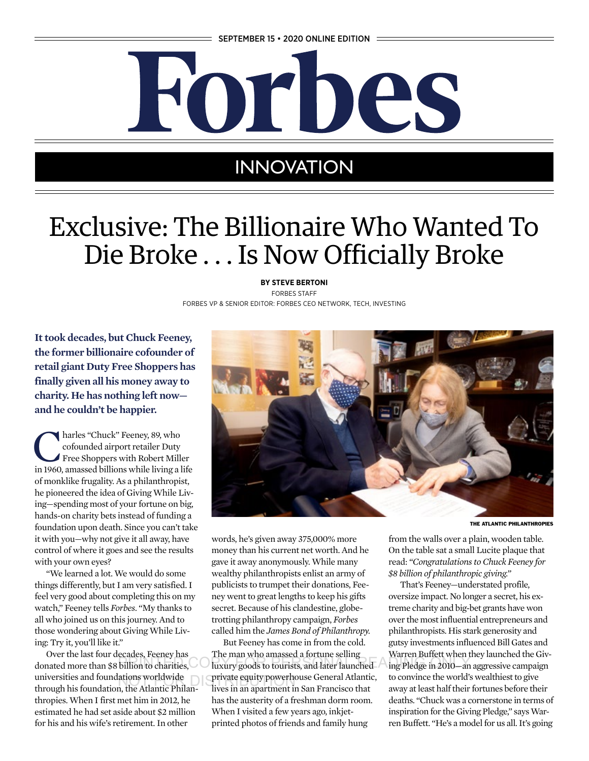SEPTEMBER 15 • 2020 ONLINE EDITION

# Forbes

INNOVATION

# Exclusive: The Billionaire Who Wanted To Die Broke . . . Is Now Officially Broke

**BY STEVE BERTONI**

FORBES STAFF

FORBES VP & SENIOR EDITOR: FORBES CEO NETWORK, TECH, INVESTING

**It took decades, but Chuck Feeney, the former billionaire cofounder of retail giant Duty Free Shoppers has finally given all his money away to charity. He has nothing left now—and he couldn't be happier.**

Charles "Chuck" Feeney, 89, who cofounded airport retailer Duty Free Shoppers with Robert Miller in 1960, amassed billions while living a life of monklike frugality. As a philanthropist, he pioneered the idea of Giving While Living—spending most of your fortune on big, hands-on charity bets instead of funding a foundation upon death. Since you can't take it with you—why not give it all away, have control of where it goes and see the results with your own eyes?

"We learned a lot. We would do some things differently, but I am very satisfied. I feel very good about completing this on my watch," Feeney tells *Forbes*. "My thanks to all who joined us on this journey. And to those wondering about Giving While Living: Try it, you'll like it."

Over the last four decades, Feeney has donated more than $8 billion to charities, universities and foundations worldwide through his foundation, the Atlantic Philanthropies. When I first met him in 2012, he estimated he had set aside about $2 million for his and his wife's retirement. In other words, he's given away 375,000% more money than his current net worth. And he gave it away anonymously. While many wealthy philanthropists enlist an army of publicists to trumpet their donations, Feeney went to great lengths to keep his gifts secret. Because of his clandestine, globe-trotting philanthropy campaign, *Forbes* called him the *James Bond of Philanthropy.*

THE ATLANTIC PHILANTHROPIES

But Feeney has come in from the cold. The man who amassed a fortune selling luxury goods to tourists, and later launched private equity powerhouse General Atlantic, lives in an apartment in San Francisco that has the austerity of a freshman dorm room. When I visited a few years ago, inkjet-printed photos of friends and family hung from the walls over a plain, wooden table. On the table sat a small Lucite plaque that read: *"Congratulations to Chuck Feeney for $8 billion of philanthropic giving."*

That's Feeney—understated profile, oversize impact. No longer a secret, his extreme charity and big-bet grants have won over the most influential entrepreneurs and philanthropists. His stark generosity and gutsy investments influenced Bill Gates and Warren Buffett when they launched the Giving Pledge in 2010—an aggressive campaign to convince the world's wealthiest to give away at least half their fortunes before their deaths. "Chuck was a cornerstone in terms of inspiration for the Giving Pledge," says Warren Buffett. "He's a model for us all. It's going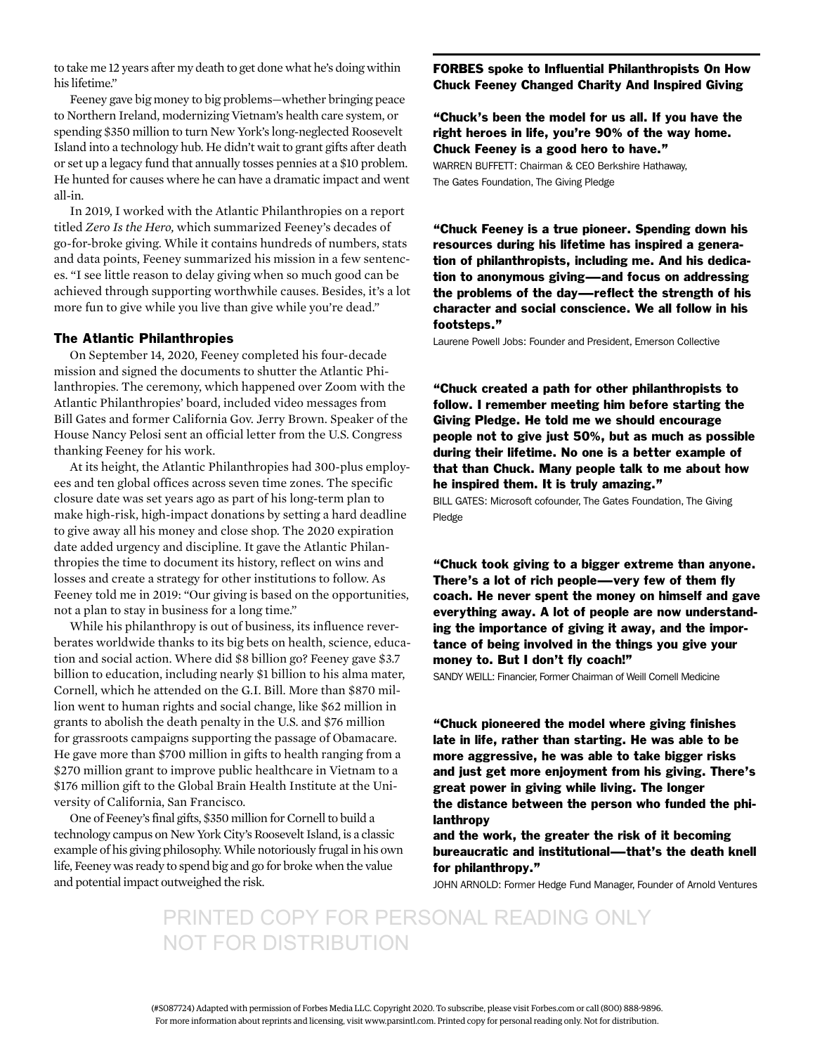to take me 12 years after my death to get done what he's doing within his lifetime."

Feeney gave big money to big problems—whether bringing peace to Northern Ireland, modernizing Vietnam's health care system, or spending $350 million to turn New York's long-neglected Roosevelt Island into a technology hub. He didn't wait to grant gifts after death or set up a legacy fund that annually tosses pennies at a $10 problem. He hunted for causes where he can have a dramatic impact and went all-in.

In 2019, I worked with the Atlantic Philanthropies on a report titled *Zero Is the Hero,* which summarized Feeney's decades of go-for-broke giving. While it contains hundreds of numbers, stats and data points, Feeney summarized his mission in a few sentences. "I see little reason to delay giving when so much good can be achieved through supporting worthwhile causes. Besides, it's a lot more fun to give while you live than give while you're dead."

### The Atlantic Philanthropies

On September 14, 2020, Feeney completed his four-decade mission and signed the documents to shutter the Atlantic Philanthropies. The ceremony, which happened over Zoom with the Atlantic Philanthropies' board, included video messages from Bill Gates and former California Gov. Jerry Brown. Speaker of the House Nancy Pelosi sent an official letter from the U.S. Congress thanking Feeney for his work.

At its height, the Atlantic Philanthropies had 300-plus employees and ten global offices across seven time zones. The specific closure date was set years ago as part of his long-term plan to make high-risk, high-impact donations by setting a hard deadline to give away all his money and close shop. The 2020 expiration date added urgency and discipline. It gave the Atlantic Philanthropies the time to document its history, reflect on wins and losses and create a strategy for other institutions to follow. As Feeney told me in 2019: "Our giving is based on the opportunities, not a plan to stay in business for a long time."

While his philanthropy is out of business, its influence reverberates worldwide thanks to its big bets on health, science, education and social action. Where did $8 billion go? Feeney gave $3.7 billion to education, including nearly $1 billion to his alma mater, Cornell, which he attended on the G.I. Bill. More than $870 million went to human rights and social change, like $62 million in grants to abolish the death penalty in the U.S. and $76 million for grassroots campaigns supporting the passage of Obamacare. He gave more than $700 million in gifts to health ranging from a $270 million grant to improve public healthcare in Vietnam to a $176 million gift to the Global Brain Health Institute at the University of California, San Francisco.

One of Feeney's final gifts, $350 million for Cornell to build a technology campus on New York City's Roosevelt Island, is a classic example of his giving philosophy. While notoriously frugal in his own life, Feeney was ready to spend big and go for broke when the value and potential impact outweighed the risk.

### FORBES spoke to Influential Philanthropists On How Chuck Feeney Changed Charity And Inspired Giving

**"Chuck's been the model for us all. If you have the right heroes in life, you're 90% of the way home. Chuck Feeney is a good hero to have."**

WARREN BUFFETT: Chairman & CEO Berkshire Hathaway, The Gates Foundation, The Giving Pledge

**"Chuck Feeney is a true pioneer. Spending down his resources during his lifetime has inspired a generation of philanthropists, including me. And his dedication to anonymous giving—and focus on addressing the problems of the day—reflect the strength of his character and social conscience. We all follow in his footsteps."**

Laurene Powell Jobs: Founder and President, Emerson Collective

**"Chuck created a path for other philanthropists to follow. I remember meeting him before starting the Giving Pledge. He told me we should encourage people not to give just 50%, but as much as possible during their lifetime. No one is a better example of that than Chuck. Many people talk to me about how he inspired them. It is truly amazing."**

BILL GATES: Microsoft cofounder, The Gates Foundation, The Giving Pledge

**"Chuck took giving to a bigger extreme than anyone. There's a lot of rich people—very few of them fly coach. He never spent the money on himself and gave everything away. A lot of people are now understanding the importance of giving it away, and the importance of being involved in the things you give your money to. But I don't fly coach!"**

SANDY WEILL: Financier, Former Chairman of Weill Cornell Medicine

**"Chuck pioneered the model where giving finishes late in life, rather than starting. He was able to be more aggressive, he was able to take bigger risks and just get more enjoyment from his giving. There's great power in giving while living. The longer the distance between the person who funded the philanthropy and the work, the greater the risk of it becoming bureaucratic and institutional—that's the death knell for philanthropy."**

JOHN ARNOLD: Former Hedge Fund Manager, Founder of Arnold Ventures

PRINTED COPY FOR PERSONAL READING ONLY
NOT FOR DISTRIBUTION

(#S087724) Adapted with permission of Forbes Media LLC. Copyright 2020. To subscribe, please visit Forbes.com or call (800) 888-9896. For more information about reprints and licensing, visit www.parsintl.com. Printed copy for personal reading only. Not for distribution.